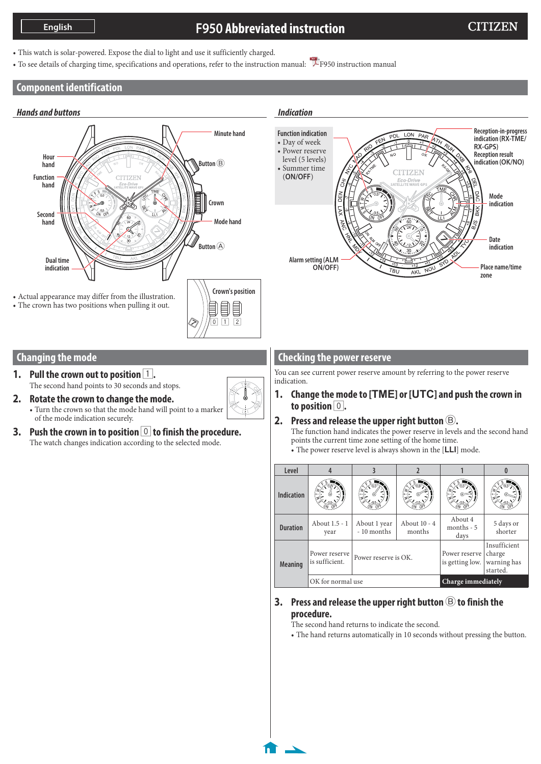English

# F950 Abbreviated instruction

CITIZEN

- This watch is solar-powered. Expose the dial to light and use it sufficiently charged.
- To see details of charging time, specifications and operations, refer to the instruction manual: F950 instruction manual

## Component identification

### Hands and buttons

Minute hand, Hour hand, Function hand, Second hand, Dual time indication, Button Ⓑ, Crown, Mode hand, Button Ⓐ

- Actual appearance may differ from the illustration.
- The crown has two positions when pulling it out.

Crown's position: 0 1 2

### Indication

Function indication
- Day of week
- Power reserve level (5 levels)
- Summer time (ON/OFF)

Reception-in-progress indication (RX-TME/ RX-GPS)

Reception result indication (OK/NO)

Mode indication

Date indication

Place name/time zone

Alarm setting (ALM ON/OFF)

## Changing the mode

**1. Pull the crown out to position 1.**

The second hand points to 30 seconds and stops.

**2. Rotate the crown to change the mode.**

- Turn the crown so that the mode hand will point to a marker of the mode indication securely.

**3. Push the crown in to position 0 to finish the procedure.**

The watch changes indication according to the selected mode.

## Checking the power reserve

You can see current power reserve amount by referring to the power reserve indication.

**1. Change the mode to [TME] or [UTC] and push the crown in to position 0.**

**2. Press and release the upper right button Ⓑ.**

The function hand indicates the power reserve in levels and the second hand points the current time zone setting of the home time.

- The power reserve level is always shown in the [LLI] mode.

| Level | 4 | 3 | 2 | 1 | 0 |
|---|---|---|---|---|---|
| Indication | | | | | |
| Duration | About 1.5 - 1 year | About 1 year - 10 months | About 10 - 4 months | About 4 months - 5 days | 5 days or shorter |
| Meaning | Power reserve is sufficient. | Power reserve is OK. | | Power reserve is getting low. | Insufficient charge warning has started. |
| | OK for normal use | | | Charge immediately | |

**3. Press and release the upper right button Ⓑ to finish the procedure.**

The second hand returns to indicate the second.

- The hand returns automatically in 10 seconds without pressing the button.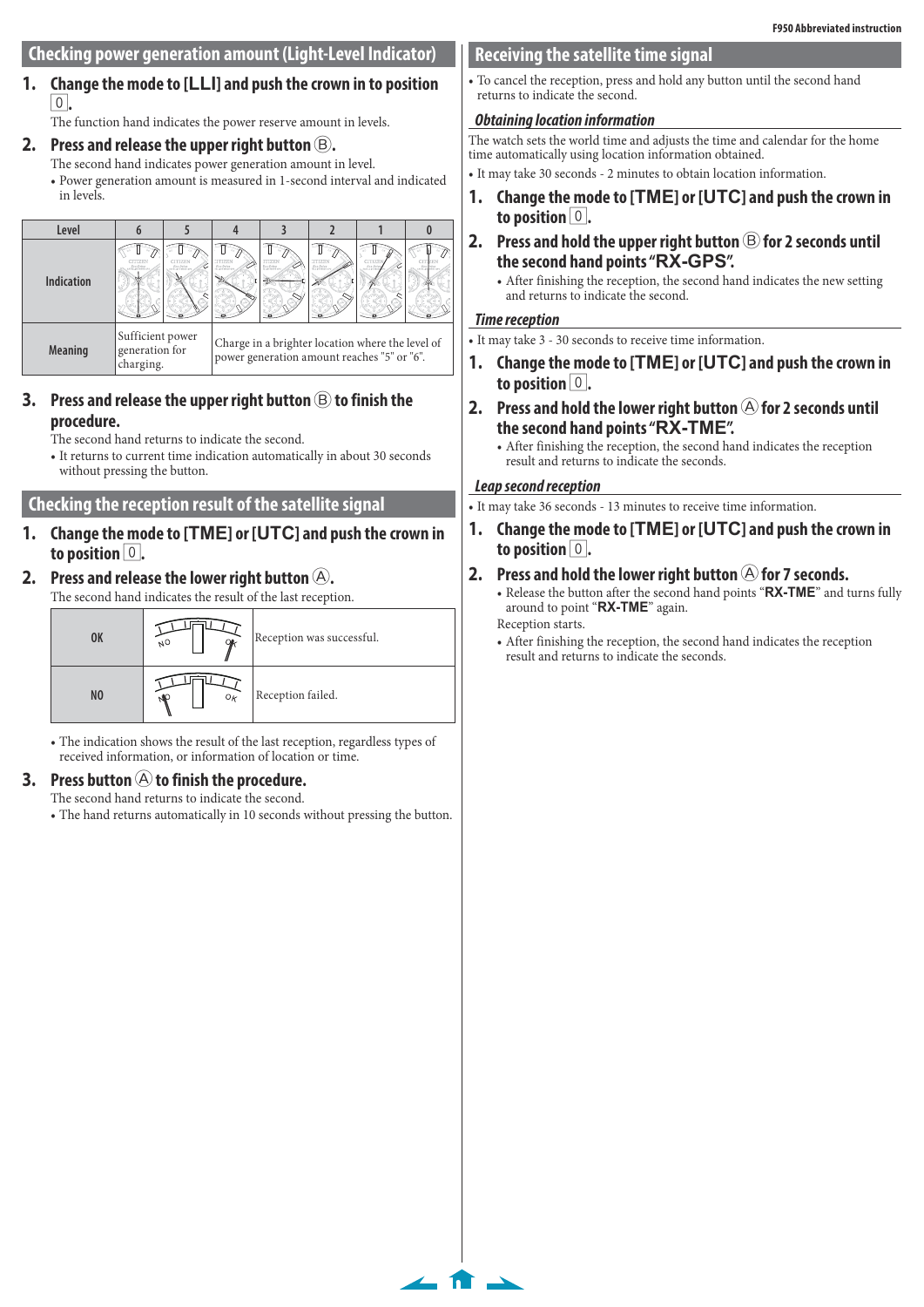## Checking power generation amount (Light-Level Indicator)

**1. Change the mode to [LLI] and push the crown in to position 0.**

The function hand indicates the power reserve amount in levels.

**2. Press and release the upper right button Ⓑ.**

The second hand indicates power generation amount in level.

- Power generation amount is measured in 1-second interval and indicated in levels.

| Level | 6 | 5 | 4 | 3 | 2 | 1 | 0 |
|---|---|---|---|---|---|---|---|
| Indication | | | | | | | |
| Meaning | Sufficient power generation for charging. | Charge in a brighter location where the level of power generation amount reaches "5" or "6". | | | | | |

**3. Press and release the upper right button Ⓑ to finish the procedure.**

The second hand returns to indicate the second.

- It returns to current time indication automatically in about 30 seconds without pressing the button.

## Checking the reception result of the satellite signal

**1. Change the mode to [TME] or [UTC] and push the crown in to position 0.**

**2. Press and release the lower right button Ⓐ.**

The second hand indicates the result of the last reception.

| | | |
|---|---|---|
| OK | | Reception was successful. |
| NO | | Reception failed. |

- The indication shows the result of the last reception, regardless types of received information, or information of location or time.

**3. Press button Ⓐ to finish the procedure.**

The second hand returns to indicate the second.

- The hand returns automatically in 10 seconds without pressing the button.

## Receiving the satellite time signal

- To cancel the reception, press and hold any button until the second hand returns to indicate the second.

### *Obtaining location information*

The watch sets the world time and adjusts the time and calendar for the home time automatically using location information obtained.

- It may take 30 seconds - 2 minutes to obtain location information.

**1. Change the mode to [TME] or [UTC] and push the crown in to position 0.**

**2. Press and hold the upper right button Ⓑ for 2 seconds until the second hand points "RX-GPS".**

- After finishing the reception, the second hand indicates the new setting and returns to indicate the second.

### *Time reception*

- It may take 3 - 30 seconds to receive time information.

**1. Change the mode to [TME] or [UTC] and push the crown in to position 0.**

**2. Press and hold the lower right button Ⓐ for 2 seconds until the second hand points "RX-TME".**

- After finishing the reception, the second hand indicates the reception result and returns to indicate the seconds.

### *Leap second reception*

- It may take 36 seconds - 13 minutes to receive time information.

**1. Change the mode to [TME] or [UTC] and push the crown in to position 0.**

**2. Press and hold the lower right button Ⓐ for 7 seconds.**

- Release the button after the second hand points "**RX-TME**" and turns fully around to point "**RX-TME**" again.

Reception starts.

- After finishing the reception, the second hand indicates the reception result and returns to indicate the seconds.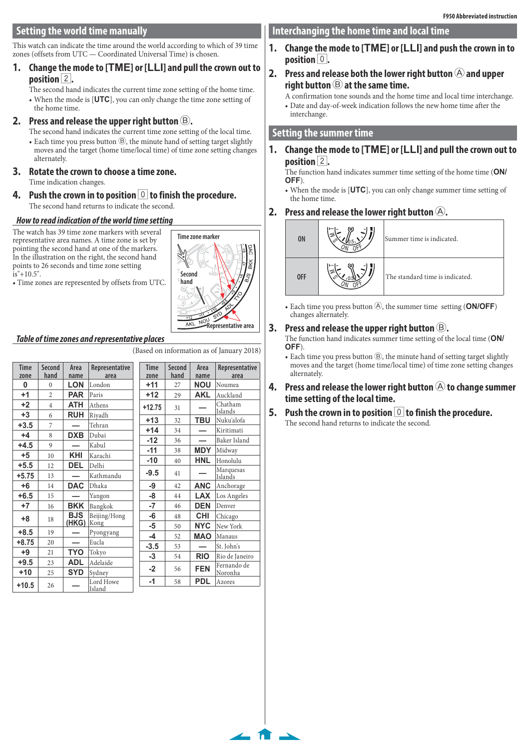## Setting the world time manually

This watch can indicate the time around the world according to which of 39 time zones (offsets from UTC — Coordinated Universal Time) is chosen.

### 1. Change the mode to [TME] or [LLI] and pull the crown out to position 2.

The second hand indicates the current time zone setting of the home time.

- When the mode is [UTC], you can only change the time zone setting of the home time.

### 2. Press and release the upper right button Ⓑ.

The second hand indicates the current time zone setting of the local time.

- Each time you press button Ⓑ, the minute hand of setting target slightly moves and the target (home time/local time) of time zone setting changes alternately.

### 3. Rotate the crown to choose a time zone.

Time indication changes.

### 4. Push the crown in to position 0 to finish the procedure.

The second hand returns to indicate the second.

### *How to read indication of the world time setting*

The watch has 39 time zone markers with several representative area names. A time zone is set by pointing the second hand at one of the markers. In the illustration on the right, the second hand points to 26 seconds and time zone setting is"+10.5".

- Time zones are represented by offsets from UTC.

Time zone marker

Second hand

Representative area

### *Table of time zones and representative places*

(Based on information as of January 2018)

| Time zone | Second hand | Area name | Representative area |
|---|---|---|---|
| 0 | 0 | LON | London |
| +1 | 2 | PAR | Paris |
| +2 | 4 | ATH | Athens |
| +3 | 6 | RUH | Riyadh |
| +3.5 | 7 | — | Tehran |
| +4 | 8 | DXB | Dubai |
| +4.5 | 9 | — | Kabul |
| +5 | 10 | KHI | Karachi |
| +5.5 | 12 | DEL | Delhi |
| +5.75 | 13 | — | Kathmandu |
| +6 | 14 | DAC | Dhaka |
| +6.5 | 15 | — | Yangon |
| +7 | 16 | BKK | Bangkok |
| +8 | 18 | BJS (HKG) | Beijing/Hong Kong |
| +8.5 | 19 | — | Pyongyang |
| +8.75 | 20 | — | Eucla |
| +9 | 21 | TYO | Tokyo |
| +9.5 | 23 | ADL | Adelaide |
| +10 | 25 | SYD | Sydney |
| +10.5 | 26 | — | Lord Howe Island |

| Time zone | Second hand | Area name | Representative area |
|---|---|---|---|
| +11 | 27 | NOU | Noumea |
| +12 | 29 | AKL | Auckland |
| +12.75 | 31 | — | Chatham Islands |
| +13 | 32 | TBU | Nuku'alofa |
| +14 | 34 | — | Kiritimati |
| -12 | 36 | — | Baker Island |
| -11 | 38 | MDY | Midway |
| -10 | 40 | HNL | Honolulu |
| -9.5 | 41 | — | Marquesas Islands |
| -9 | 42 | ANC | Anchorage |
| -8 | 44 | LAX | Los Angeles |
| -7 | 46 | DEN | Denver |
| -6 | 48 | CHI | Chicago |
| -5 | 50 | NYC | New York |
| -4 | 52 | MAO | Manaus |
| -3.5 | 53 | — | St. John's |
| -3 | 54 | RIO | Rio de Janeiro |
| -2 | 56 | FEN | Fernando de Noronha |
| -1 | 58 | PDL | Azores |

## Interchanging the home time and local time

### 1. Change the mode to [TME] or [LLI] and push the crown in to position 0.

### 2. Press and release both the lower right button Ⓐ and upper right button Ⓑ at the same time.

A confirmation tone sounds and the home time and local time interchange.

- Date and day-of-week indication follows the new home time after the interchange.

## Setting the summer time

### 1. Change the mode to [TME] or [LLI] and pull the crown out to position 2.

The function hand indicates summer time setting of the home time (**ON/OFF**).

- When the mode is [UTC], you can only change summer time setting of the home time.

### 2. Press and release the lower right button Ⓐ.

| | | |
|---|---|---|
| ON | | Summer time is indicated. |
| OFF | | The standard time is indicated. |

- Each time you press button Ⓐ, the summer time setting (**ON/OFF**) changes alternately.

### 3. Press and release the upper right button Ⓑ.

The function hand indicates summer time setting of the local time (**ON/OFF**).

- Each time you press button Ⓑ, the minute hand of setting target slightly moves and the target (home time/local time) of time zone setting changes alternately.

### 4. Press and release the lower right button Ⓐ to change summer time setting of the local time.

### 5. Push the crown in to position 0 to finish the procedure.

The second hand returns to indicate the second.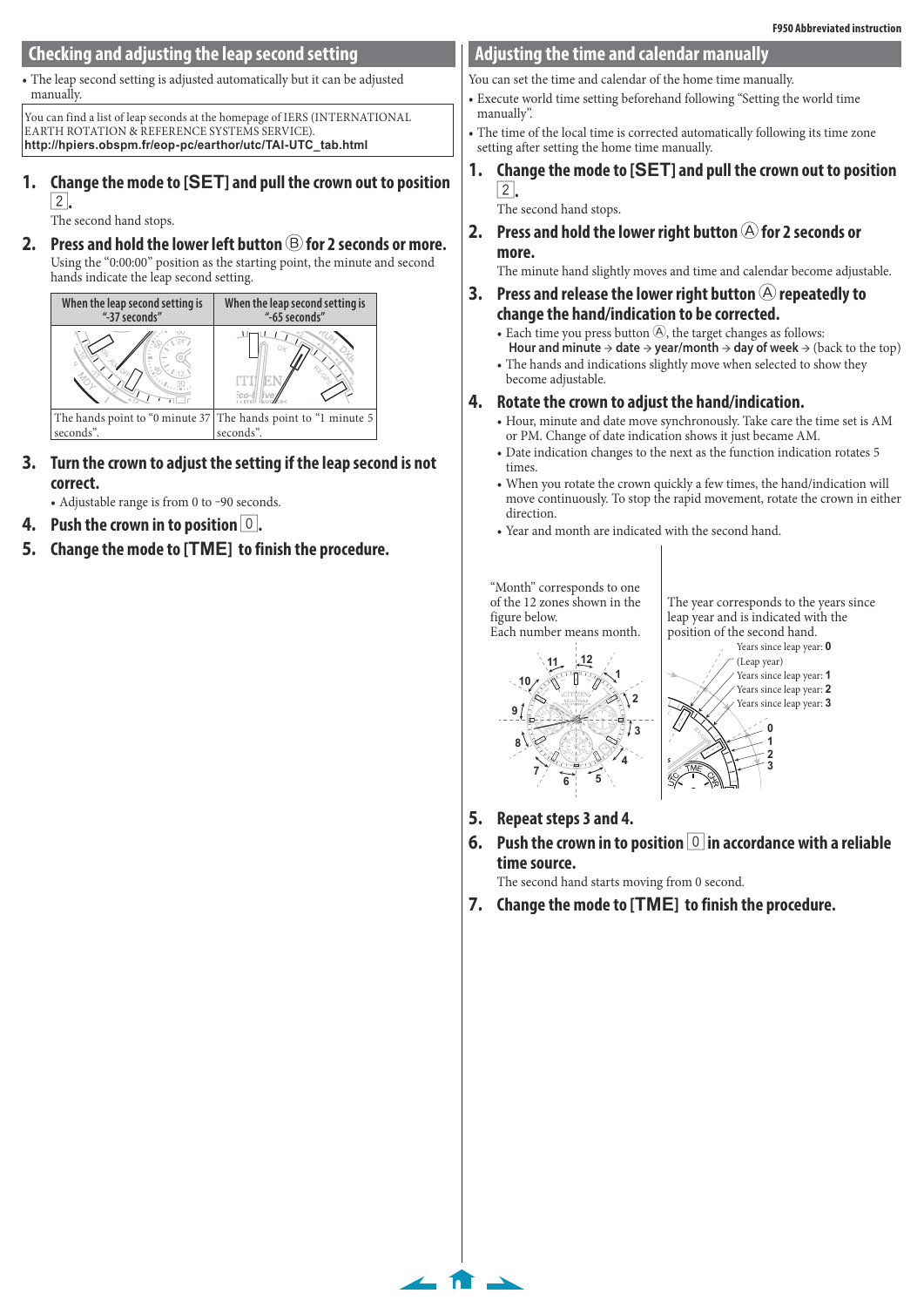## Checking and adjusting the leap second setting

- The leap second setting is adjusted automatically but it can be adjusted manually.

You can find a list of leap seconds at the homepage of IERS (INTERNATIONAL EARTH ROTATION & REFERENCE SYSTEMS SERVICE).
http://hpiers.obspm.fr/eop-pc/earthor/utc/TAI-UTC_tab.html

### 1. Change the mode to [SET] and pull the crown out to position [2].

The second hand stops.

### 2. Press and hold the lower left button Ⓑ for 2 seconds or more.

Using the "0:00:00" position as the starting point, the minute and second hands indicate the leap second setting.

| When the leap second setting is "-37 seconds" | When the leap second setting is "-65 seconds" |
|---|---|
| The hands point to "0 minute 37 seconds". | The hands point to "1 minute 5 seconds". |

### 3. Turn the crown to adjust the setting if the leap second is not correct.

- Adjustable range is from 0 to -90 seconds.

### 4. Push the crown in to position [0].

### 5. Change the mode to [TME] to finish the procedure.

## Adjusting the time and calendar manually

You can set the time and calendar of the home time manually.

- Execute world time setting beforehand following "Setting the world time manually".
- The time of the local time is corrected automatically following its time zone setting after setting the home time manually.

### 1. Change the mode to [SET] and pull the crown out to position [2].

The second hand stops.

### 2. Press and hold the lower right button Ⓐ for 2 seconds or more.

The minute hand slightly moves and time and calendar become adjustable.

### 3. Press and release the lower right button Ⓐ repeatedly to change the hand/indication to be corrected.

- Each time you press button Ⓐ, the target changes as follows:
  **Hour and minute** → **date** → **year/month** → **day of week** → (back to the top)
- The hands and indications slightly move when selected to show they become adjustable.

### 4. Rotate the crown to adjust the hand/indication.

- Hour, minute and date move synchronously. Take care that the time set is AM or PM. Change of date indication shows it just became AM.
- Date indication changes to the next as the function indication rotates 5 times.
- When you rotate the crown quickly a few times, the hand/indication will move continuously. To stop the rapid movement, rotate the crown in either direction.
- Year and month are indicated with the second hand.

"Month" corresponds to one of the 12 zones shown in the figure below.
Each number means month.

The year corresponds to the years since leap year and is indicated with the position of the second hand.

Years since leap year: **0** (Leap year)
Years since leap year: **1**
Years since leap year: **2**
Years since leap year: **3**

### 5. Repeat steps 3 and 4.

### 6. Push the crown in to position [0] in accordance with a reliable time source.

The second hand starts moving from 0 second.

### 7. Change the mode to [TME] to finish the procedure.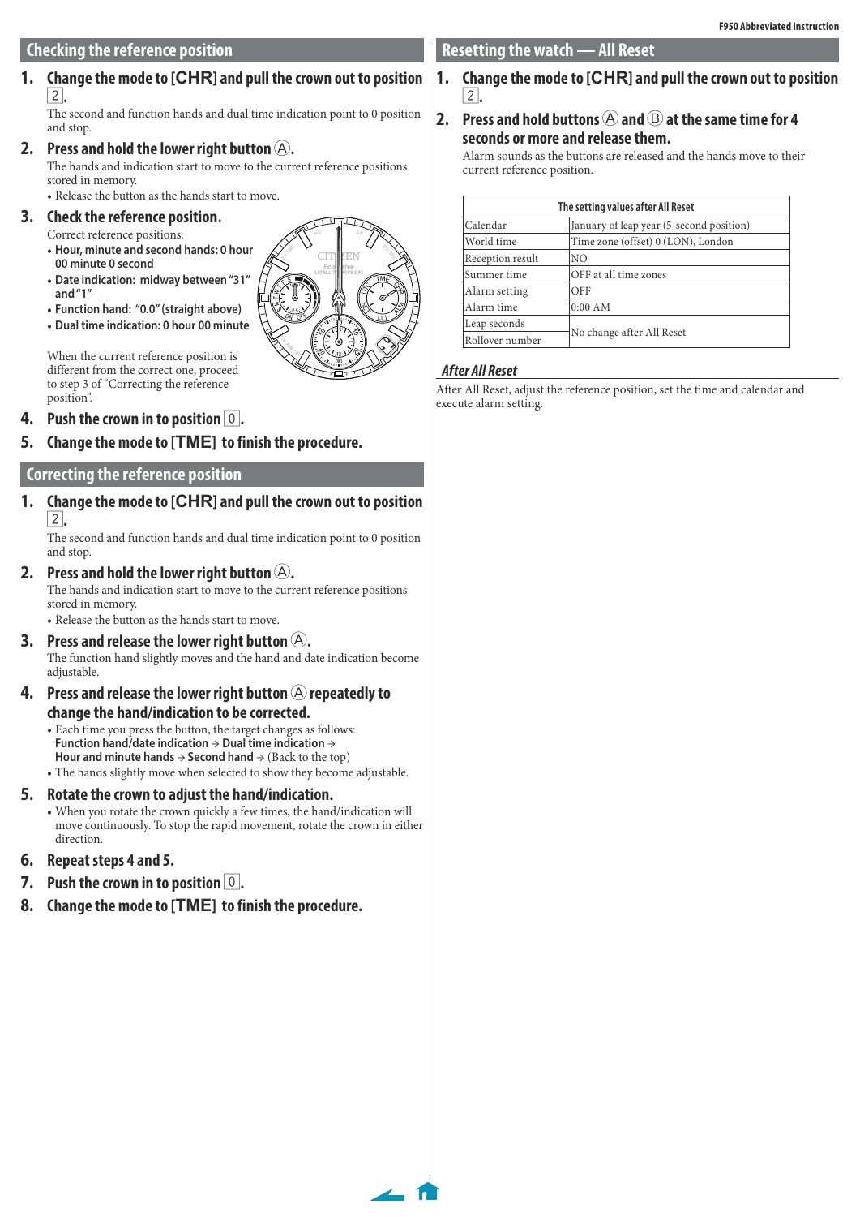## Checking the reference position

**1. Change the mode to [CHR] and pull the crown out to position 2.**

The second and function hands and dual time indication point to 0 position and stop.

**2. Press and hold the lower right button Ⓐ.**

The hands and indication start to move to the current reference positions stored in memory.

- Release the button as the hands start to move.

**3. Check the reference position.**

Correct reference positions:

- **Hour, minute and second hands: 0 hour 00 minute 0 second**
- **Date indication: midway between "31" and "1"**
- **Function hand: "0.0" (straight above)**
- **Dual time indication: 0 hour 00 minute**

When the current reference position is different from the correct one, proceed to step 3 of "Correcting the reference position".

**4. Push the crown in to position 0.**

**5. Change the mode to [TME] to finish the procedure.**

## Correcting the reference position

**1. Change the mode to [CHR] and pull the crown out to position 2.**

The second and function hands and dual time indication point to 0 position and stop.

**2. Press and hold the lower right button Ⓐ.**

The hands and indication start to move to the current reference positions stored in memory.

- Release the button as the hands start to move.

**3. Press and release the lower right button Ⓐ.**

The function hand slightly moves and the hand and date indication become adjustable.

**4. Press and release the lower right button Ⓐ repeatedly to change the hand/indication to be corrected.**

- Each time you press the button, the target changes as follows:
  **Function hand/date indication** → **Dual time indication** → **Hour and minute hands** → **Second hand** → (Back to the top)
- The hands slightly move when selected to show they become adjustable.

**5. Rotate the crown to adjust the hand/indication.**

- When you rotate the crown quickly a few times, the hand/indication will move continuously. To stop the rapid movement, rotate the crown in either direction.

**6. Repeat steps 4 and 5.**

**7. Push the crown in to position 0.**

**8. Change the mode to [TME] to finish the procedure.**

## Resetting the watch — All Reset

**1. Change the mode to [CHR] and pull the crown out to position 2.**

**2. Press and hold buttons Ⓐ and Ⓑ at the same time for 4 seconds or more and release them.**

Alarm sounds as the buttons are released and the hands move to their current reference position.

| The setting values after All Reset | |
|---|---|
| Calendar | January of leap year (5-second position) |
| World time | Time zone (offset) 0 (LON), London |
| Reception result | NO |
| Summer time | OFF at all time zones |
| Alarm setting | OFF |
| Alarm time | 0:00 AM |
| Leap seconds | No change after All Reset |
| Rollover number | No change after All Reset |

### *After All Reset*

After All Reset, adjust the reference position, set the time and calendar and execute alarm setting.